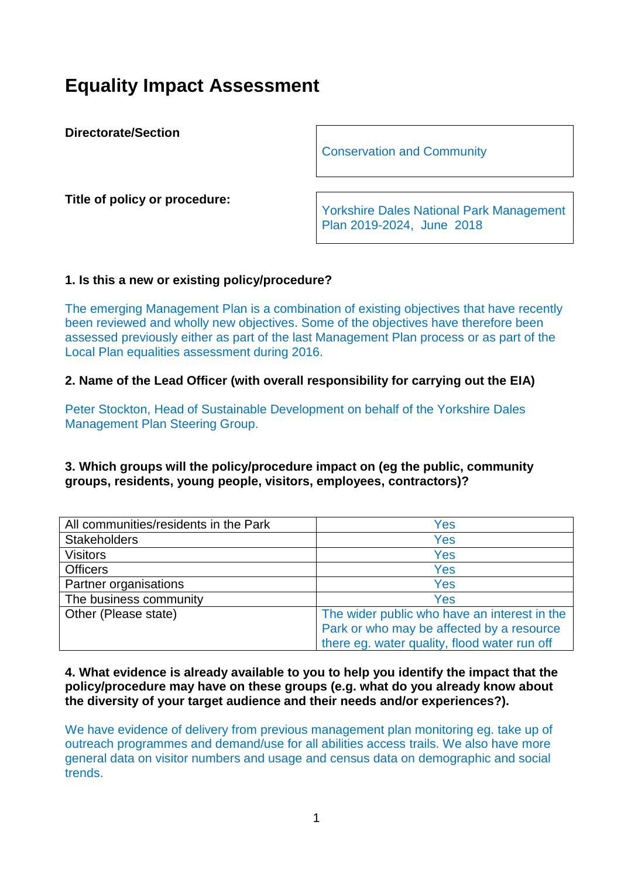# Equality Impact Assessment

| | |
|---|---|
| **Directorate/Section** | Conservation and Community |
| **Title of policy or procedure:** | Yorkshire Dales National Park Management Plan 2019-2024, June 2018 |

**1. Is this a new or existing policy/procedure?**

The emerging Management Plan is a combination of existing objectives that have recently been reviewed and wholly new objectives. Some of the objectives have therefore been assessed previously either as part of the last Management Plan process or as part of the Local Plan equalities assessment during 2016.

**2. Name of the Lead Officer (with overall responsibility for carrying out the EIA)**

Peter Stockton, Head of Sustainable Development on behalf of the Yorkshire Dales Management Plan Steering Group.

**3. Which groups will the policy/procedure impact on (eg the public, community groups, residents, young people, visitors, employees, contractors)?**

| | |
|---|---|
| All communities/residents in the Park | Yes |
| Stakeholders | Yes |
| Visitors | Yes |
| Officers | Yes |
| Partner organisations | Yes |
| The business community | Yes |
| Other (Please state) | The wider public who have an interest in the Park or who may be affected by a resource there eg. water quality, flood water run off |

**4. What evidence is already available to you to help you identify the impact that the policy/procedure may have on these groups (e.g. what do you already know about the diversity of your target audience and their needs and/or experiences?).**

We have evidence of delivery from previous management plan monitoring eg. take up of outreach programmes and demand/use for all abilities access trails. We also have more general data on visitor numbers and usage and census data on demographic and social trends.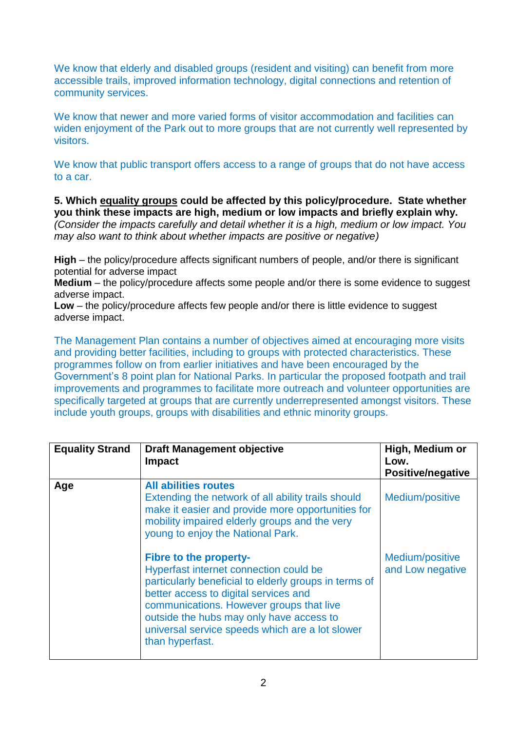We know that elderly and disabled groups (resident and visiting) can benefit from more accessible trails, improved information technology, digital connections and retention of community services.

We know that newer and more varied forms of visitor accommodation and facilities can widen enjoyment of the Park out to more groups that are not currently well represented by visitors.

We know that public transport offers access to a range of groups that do not have access to a car.

**5. Which <u>equality groups</u> could be affected by this policy/procedure. State whether you think these impacts are high, medium or low impacts and briefly explain why.**
*(Consider the impacts carefully and detail whether it is a high, medium or low impact. You may also want to think about whether impacts are positive or negative)*

**High** – the policy/procedure affects significant numbers of people, and/or there is significant potential for adverse impact
**Medium** – the policy/procedure affects some people and/or there is some evidence to suggest adverse impact.
**Low** – the policy/procedure affects few people and/or there is little evidence to suggest adverse impact.

The Management Plan contains a number of objectives aimed at encouraging more visits and providing better facilities, including to groups with protected characteristics. These programmes follow on from earlier initiatives and have been encouraged by the Government's 8 point plan for National Parks. In particular the proposed footpath and trail improvements and programmes to facilitate more outreach and volunteer opportunities are specifically targeted at groups that are currently underrepresented amongst visitors. These include youth groups, groups with disabilities and ethnic minority groups.

| Equality Strand | Draft Management objective Impact | High, Medium or Low. Positive/negative |
|---|---|---|
| Age | **All abilities routes**<br>Extending the network of all ability trails should make it easier and provide more opportunities for mobility impaired elderly groups and the very young to enjoy the National Park. | Medium/positive |
| | **Fibre to the property-**<br>Hyperfast internet connection could be particularly beneficial to elderly groups in terms of better access to digital services and communications. However groups that live outside the hubs may only have access to universal service speeds which are a lot slower than hyperfast. | Medium/positive and Low negative |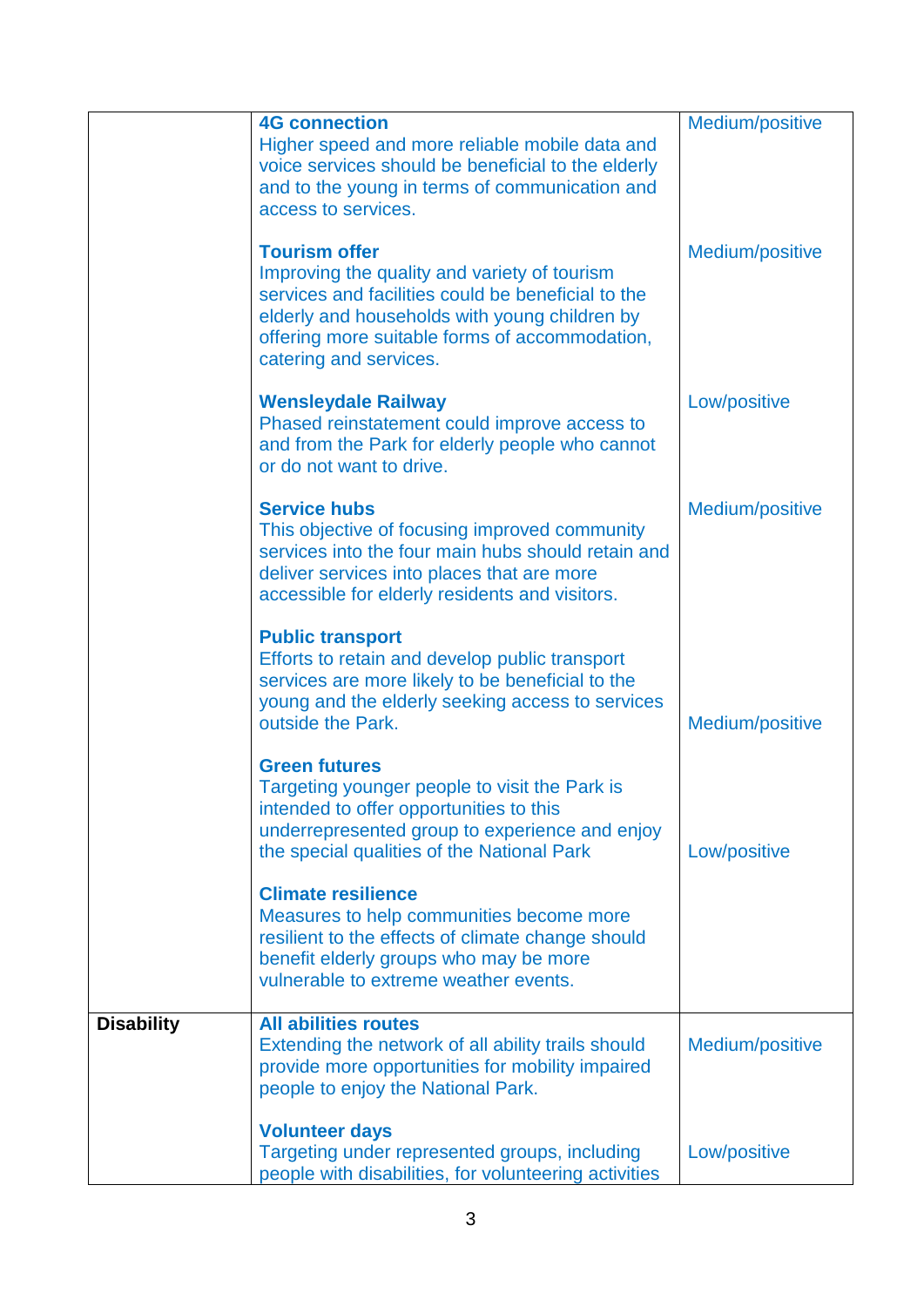| | | |
|---|---|---|
| | **4G connection**<br>Higher speed and more reliable mobile data and voice services should be beneficial to the elderly and to the young in terms of communication and access to services. | Medium/positive |
| | **Tourism offer**<br>Improving the quality and variety of tourism services and facilities could be beneficial to the elderly and households with young children by offering more suitable forms of accommodation, catering and services. | Medium/positive |
| | **Wensleydale Railway**<br>Phased reinstatement could improve access to and from the Park for elderly people who cannot or do not want to drive. | Low/positive |
| | **Service hubs**<br>This objective of focusing improved community services into the four main hubs should retain and deliver services into places that are more accessible for elderly residents and visitors. | Medium/positive |
| | **Public transport**<br>Efforts to retain and develop public transport services are more likely to be beneficial to the young and the elderly seeking access to services outside the Park. | Medium/positive |
| | **Green futures**<br>Targeting younger people to visit the Park is intended to offer opportunities to this underrepresented group to experience and enjoy the special qualities of the National Park | Low/positive |
| | **Climate resilience**<br>Measures to help communities become more resilient to the effects of climate change should benefit elderly groups who may be more vulnerable to extreme weather events. | |
| **Disability** | **All abilities routes**<br>Extending the network of all ability trails should provide more opportunities for mobility impaired people to enjoy the National Park. | Medium/positive |
| | **Volunteer days**<br>Targeting under represented groups, including people with disabilities, for volunteering activities | Low/positive |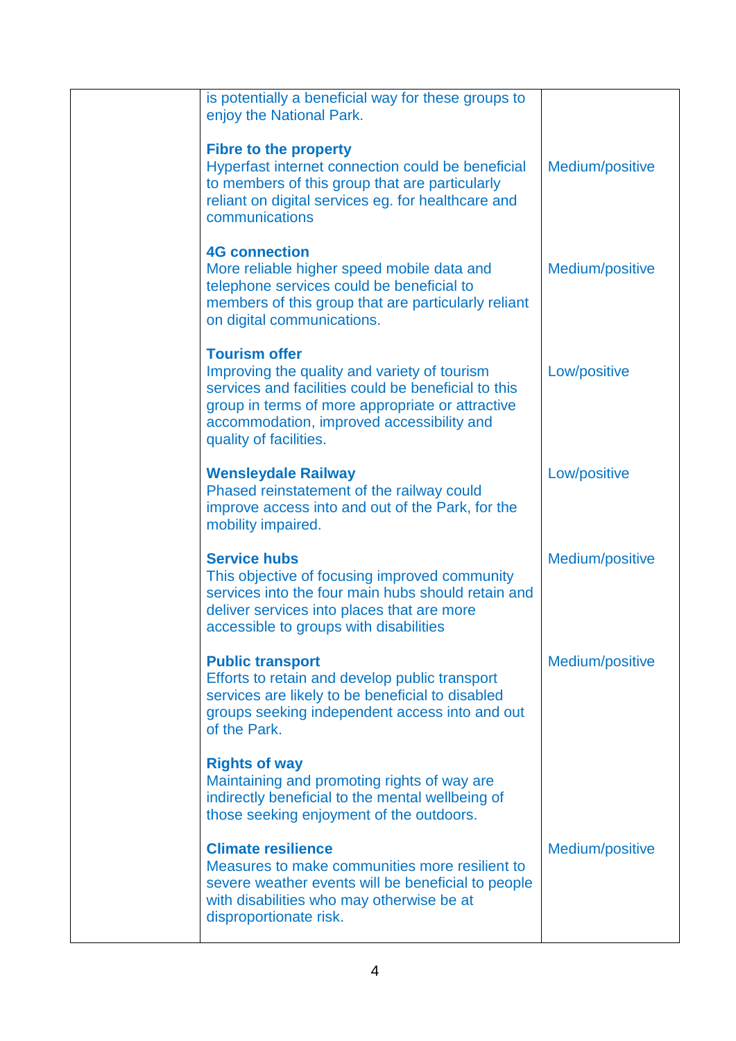| | | |
|---|---|---|
| | is potentially a beneficial way for these groups to enjoy the National Park. | |
| | **Fibre to the property**<br>Hyperfast internet connection could be beneficial to members of this group that are particularly reliant on digital services eg. for healthcare and communications | Medium/positive |
| | **4G connection**<br>More reliable higher speed mobile data and telephone services could be beneficial to members of this group that are particularly reliant on digital communications. | Medium/positive |
| | **Tourism offer**<br>Improving the quality and variety of tourism services and facilities could be beneficial to this group in terms of more appropriate or attractive accommodation, improved accessibility and quality of facilities. | Low/positive |
| | **Wensleydale Railway**<br>Phased reinstatement of the railway could improve access into and out of the Park, for the mobility impaired. | Low/positive |
| | **Service hubs**<br>This objective of focusing improved community services into the four main hubs should retain and deliver services into places that are more accessible to groups with disabilities | Medium/positive |
| | **Public transport**<br>Efforts to retain and develop public transport services are likely to be beneficial to disabled groups seeking independent access into and out of the Park. | Medium/positive |
| | **Rights of way**<br>Maintaining and promoting rights of way are indirectly beneficial to the mental wellbeing of those seeking enjoyment of the outdoors. | |
| | **Climate resilience**<br>Measures to make communities more resilient to severe weather events will be beneficial to people with disabilities who may otherwise be at disproportionate risk. | Medium/positive |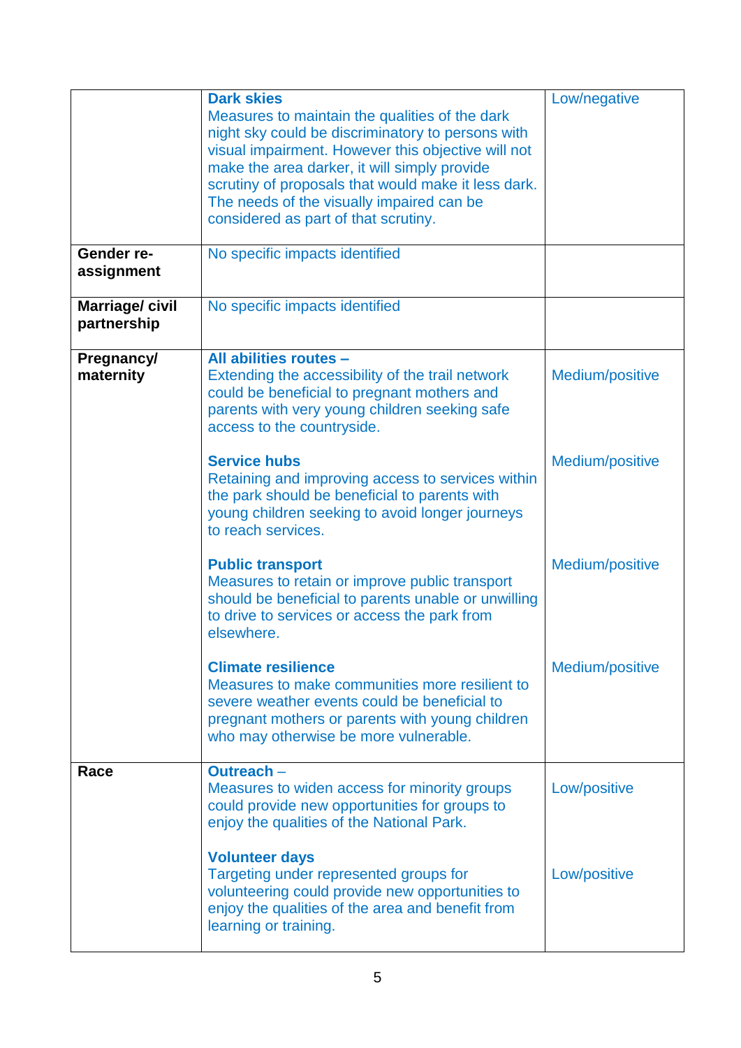| | | |
|---|---|---|
| | **Dark skies**<br>Measures to maintain the qualities of the dark night sky could be discriminatory to persons with visual impairment. However this objective will not make the area darker, it will simply provide scrutiny of proposals that would make it less dark. The needs of the visually impaired can be considered as part of that scrutiny. | Low/negative |
| **Gender re-assignment** | No specific impacts identified | |
| **Marriage/ civil partnership** | No specific impacts identified | |
| **Pregnancy/ maternity** | **All abilities routes –**<br>Extending the accessibility of the trail network could be beneficial to pregnant mothers and parents with very young children seeking safe access to the countryside.<br><br>**Service hubs**<br>Retaining and improving access to services within the park should be beneficial to parents with young children seeking to avoid longer journeys to reach services.<br><br>**Public transport**<br>Measures to retain or improve public transport should be beneficial to parents unable or unwilling to drive to services or access the park from elsewhere.<br><br>**Climate resilience**<br>Measures to make communities more resilient to severe weather events could be beneficial to pregnant mothers or parents with young children who may otherwise be more vulnerable. | Medium/positive<br><br>Medium/positive<br><br>Medium/positive<br><br>Medium/positive |
| **Race** | **Outreach** –<br>Measures to widen access for minority groups could provide new opportunities for groups to enjoy the qualities of the National Park.<br><br>**Volunteer days**<br>Targeting under represented groups for volunteering could provide new opportunities to enjoy the qualities of the area and benefit from learning or training. | Low/positive<br><br>Low/positive |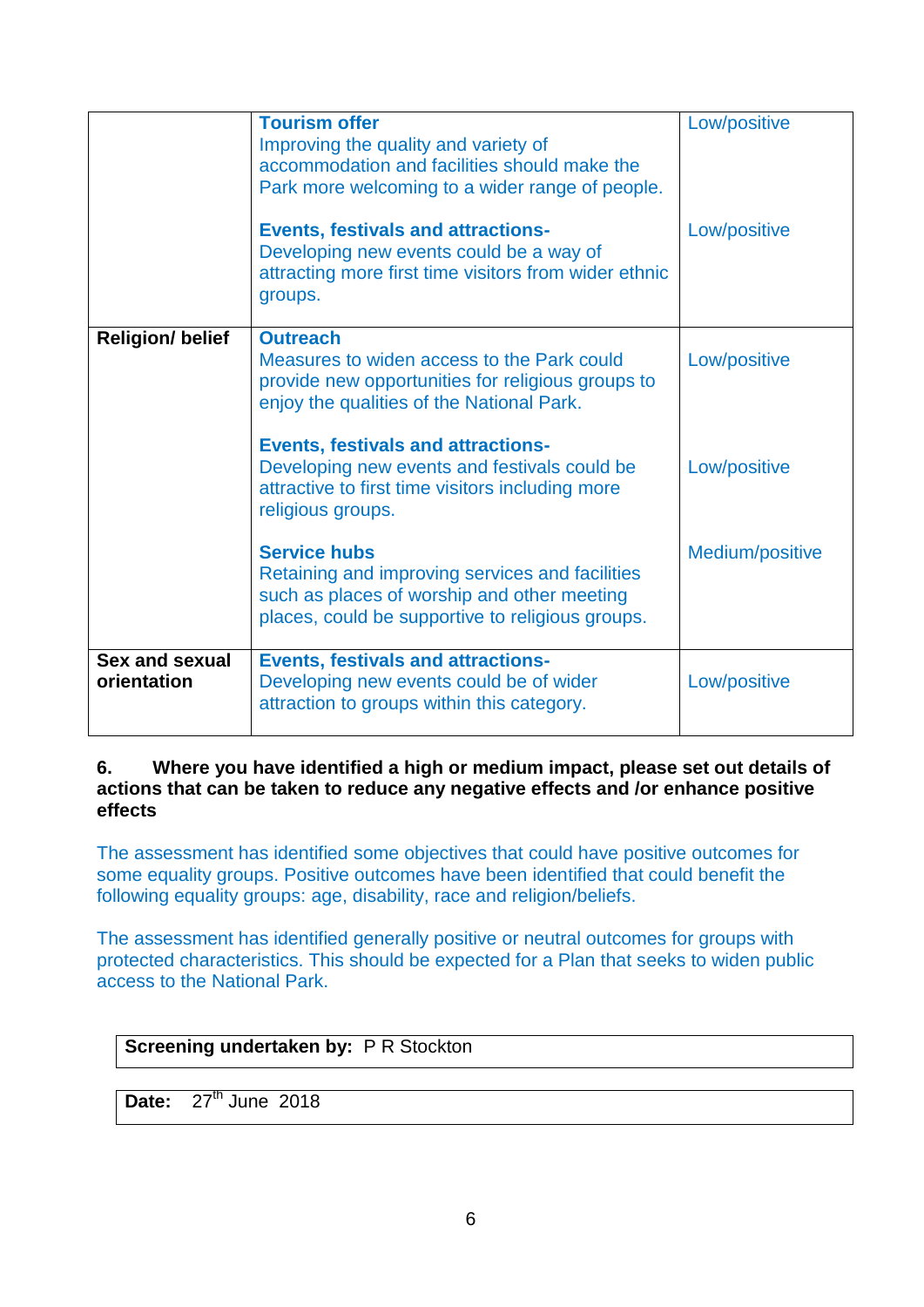| | | |
|---|---|---|
| | **Tourism offer**<br>Improving the quality and variety of accommodation and facilities should make the Park more welcoming to a wider range of people.<br><br>**Events, festivals and attractions-**<br>Developing new events could be a way of attracting more first time visitors from wider ethnic groups. | Low/positive<br><br><br><br>Low/positive |
| **Religion/ belief** | **Outreach**<br>Measures to widen access to the Park could provide new opportunities for religious groups to enjoy the qualities of the National Park.<br><br>**Events, festivals and attractions-**<br>Developing new events and festivals could be attractive to first time visitors including more religious groups.<br><br>**Service hubs**<br>Retaining and improving services and facilities such as places of worship and other meeting places, could be supportive to religious groups. | Low/positive<br><br><br><br>Low/positive<br><br><br>Medium/positive |
| **Sex and sexual orientation** | **Events, festivals and attractions-**<br>Developing new events could be of wider attraction to groups within this category. | Low/positive |

**6. Where you have identified a high or medium impact, please set out details of actions that can be taken to reduce any negative effects and /or enhance positive effects**

The assessment has identified some objectives that could have positive outcomes for some equality groups. Positive outcomes have been identified that could benefit the following equality groups: age, disability, race and religion/beliefs.

The assessment has identified generally positive or neutral outcomes for groups with protected characteristics. This should be expected for a Plan that seeks to widen public access to the National Park.

**Screening undertaken by:** P R Stockton

**Date:** 27th June 2018